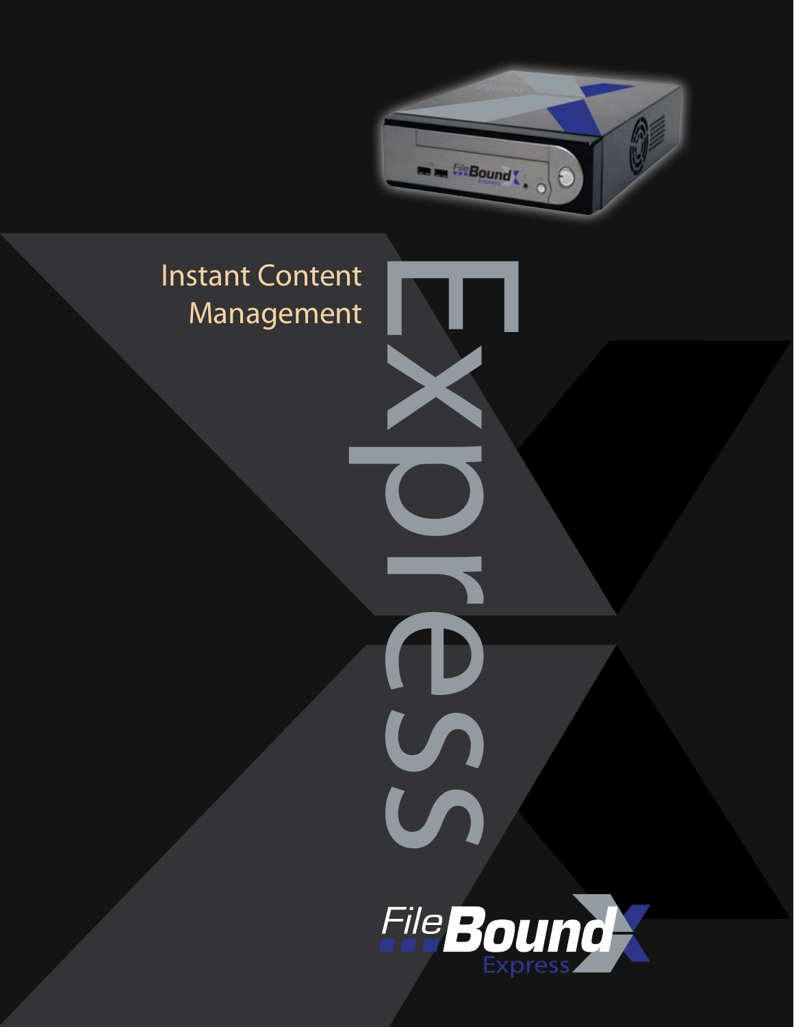# Instant Content Management

# Express

FileBound Express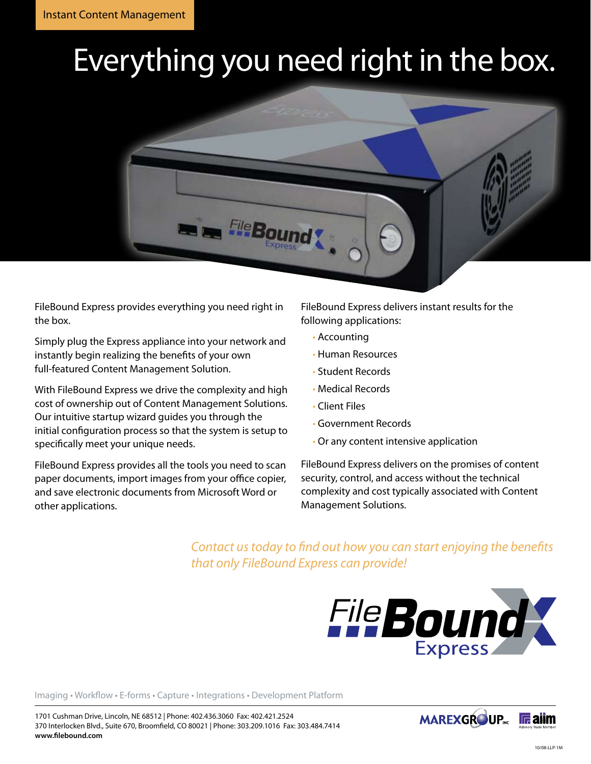Instant Content Management

# Everything you need right in the box.

FileBound Express provides everything you need right in the box.

Simply plug the Express appliance into your network and instantly begin realizing the benefits of your own full-featured Content Management Solution.

With FileBound Express we drive the complexity and high cost of ownership out of Content Management Solutions. Our intuitive startup wizard guides you through the initial configuration process so that the system is setup to specifically meet your unique needs.

FileBound Express provides all the tools you need to scan paper documents, import images from your office copier, and save electronic documents from Microsoft Word or other applications.

FileBound Express delivers instant results for the following applications:

- Accounting
- Human Resources
- Student Records
- Medical Records
- Client Files
- Government Records
- Or any content intensive application

FileBound Express delivers on the promises of content security, control, and access without the technical complexity and cost typically associated with Content Management Solutions.

*Contact us today to find out how you can start enjoying the benefits that only FileBound Express can provide!*

FileBound Express

Imaging • Workflow • E-forms • Capture • Integrations • Development Platform

1701 Cushman Drive, Lincoln, NE 68512 | Phone: 402.436.3060 Fax: 402.421.2524
370 Interlocken Blvd., Suite 670, Broomfield, CO 80021 | Phone: 303.209.1016 Fax: 303.484.7414
**www.filebound.com**

MAREXGROUP INC aiim Advisory Trade Member

10/08-LLP-1M